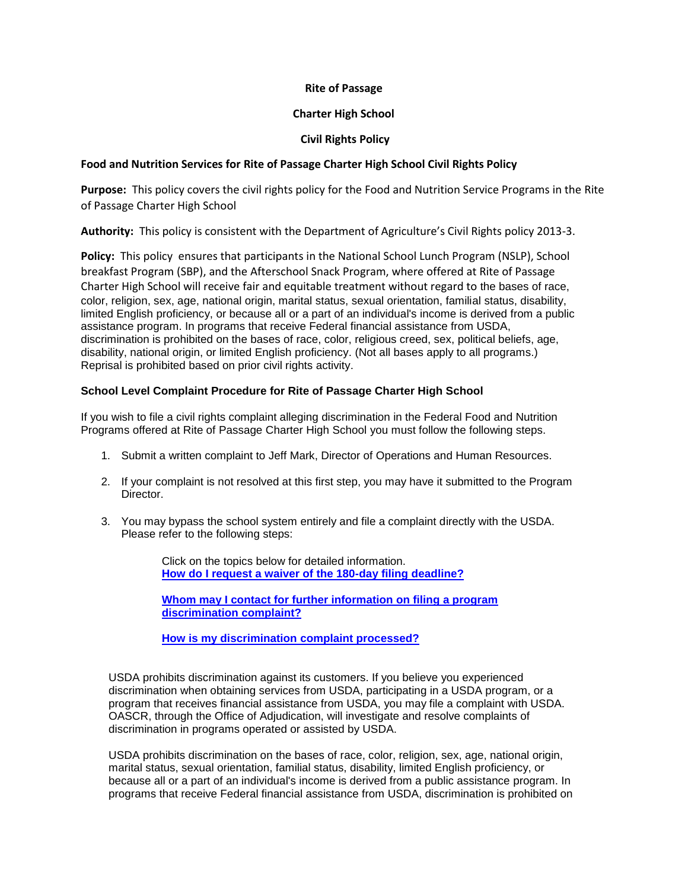**Rite of Passage**

**Charter High School**

**Civil Rights Policy**

**Food and Nutrition Services for Rite of Passage Charter High School Civil Rights Policy**

**Purpose:** This policy covers the civil rights policy for the Food and Nutrition Service Programs in the Rite of Passage Charter High School

**Authority:** This policy is consistent with the Department of Agriculture's Civil Rights policy 2013-3.

**Policy:** This policy ensures that participants in the National School Lunch Program (NSLP), School breakfast Program (SBP), and the Afterschool Snack Program, where offered at Rite of Passage Charter High School will receive fair and equitable treatment without regard to the bases of race, color, religion, sex, age, national origin, marital status, sexual orientation, familial status, disability, limited English proficiency, or because all or a part of an individual's income is derived from a public assistance program. In programs that receive Federal financial assistance from USDA, discrimination is prohibited on the bases of race, color, religious creed, sex, political beliefs, age, disability, national origin, or limited English proficiency. (Not all bases apply to all programs.) Reprisal is prohibited based on prior civil rights activity.

**School Level Complaint Procedure for Rite of Passage Charter High School**

If you wish to file a civil rights complaint alleging discrimination in the Federal Food and Nutrition Programs offered at Rite of Passage Charter High School you must follow the following steps.

1. Submit a written complaint to Jeff Mark, Director of Operations and Human Resources.
2. If your complaint is not resolved at this first step, you may have it submitted to the Program Director.
3. You may bypass the school system entirely and file a complaint directly with the USDA. Please refer to the following steps:

   Click on the topics below for detailed information.
   **How do I request a waiver of the 180-day filing deadline?**

   **Whom may I contact for further information on filing a program discrimination complaint?**

   **How is my discrimination complaint processed?**

USDA prohibits discrimination against its customers. If you believe you experienced discrimination when obtaining services from USDA, participating in a USDA program, or a program that receives financial assistance from USDA, you may file a complaint with USDA. OASCR, through the Office of Adjudication, will investigate and resolve complaints of discrimination in programs operated or assisted by USDA.

USDA prohibits discrimination on the bases of race, color, religion, sex, age, national origin, marital status, sexual orientation, familial status, disability, limited English proficiency, or because all or a part of an individual's income is derived from a public assistance program. In programs that receive Federal financial assistance from USDA, discrimination is prohibited on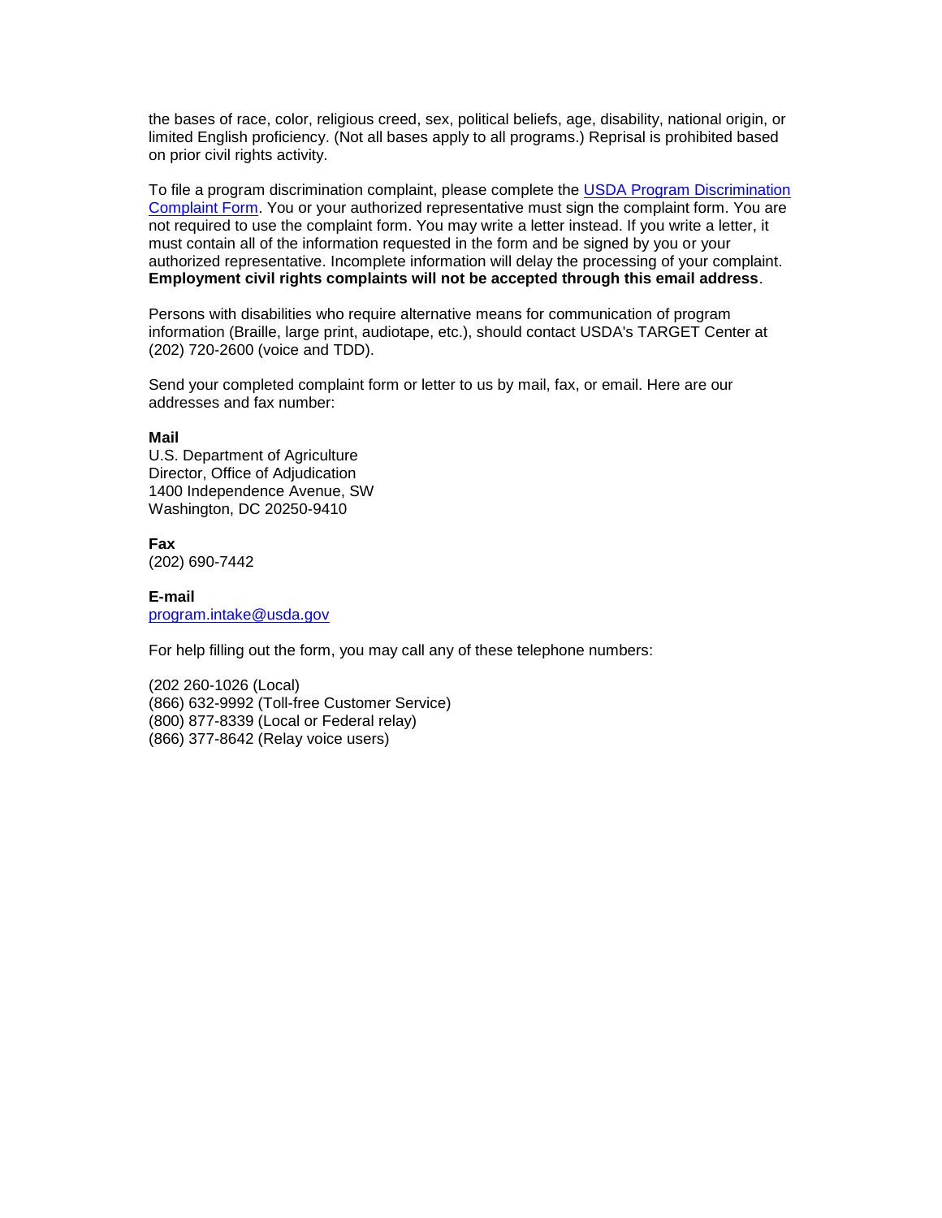the bases of race, color, religious creed, sex, political beliefs, age, disability, national origin, or limited English proficiency. (Not all bases apply to all programs.) Reprisal is prohibited based on prior civil rights activity.

To file a program discrimination complaint, please complete the USDA Program Discrimination Complaint Form. You or your authorized representative must sign the complaint form. You are not required to use the complaint form. You may write a letter instead. If you write a letter, it must contain all of the information requested in the form and be signed by you or your authorized representative. Incomplete information will delay the processing of your complaint. **Employment civil rights complaints will not be accepted through this email address**.

Persons with disabilities who require alternative means for communication of program information (Braille, large print, audiotape, etc.), should contact USDA's TARGET Center at (202) 720-2600 (voice and TDD).

Send your completed complaint form or letter to us by mail, fax, or email. Here are our addresses and fax number:

**Mail**
U.S. Department of Agriculture
Director, Office of Adjudication
1400 Independence Avenue, SW
Washington, DC 20250-9410

**Fax**
(202) 690-7442

**E-mail**
program.intake@usda.gov

For help filling out the form, you may call any of these telephone numbers:

(202 260-1026 (Local)
(866) 632-9992 (Toll-free Customer Service)
(800) 877-8339 (Local or Federal relay)
(866) 377-8642 (Relay voice users)